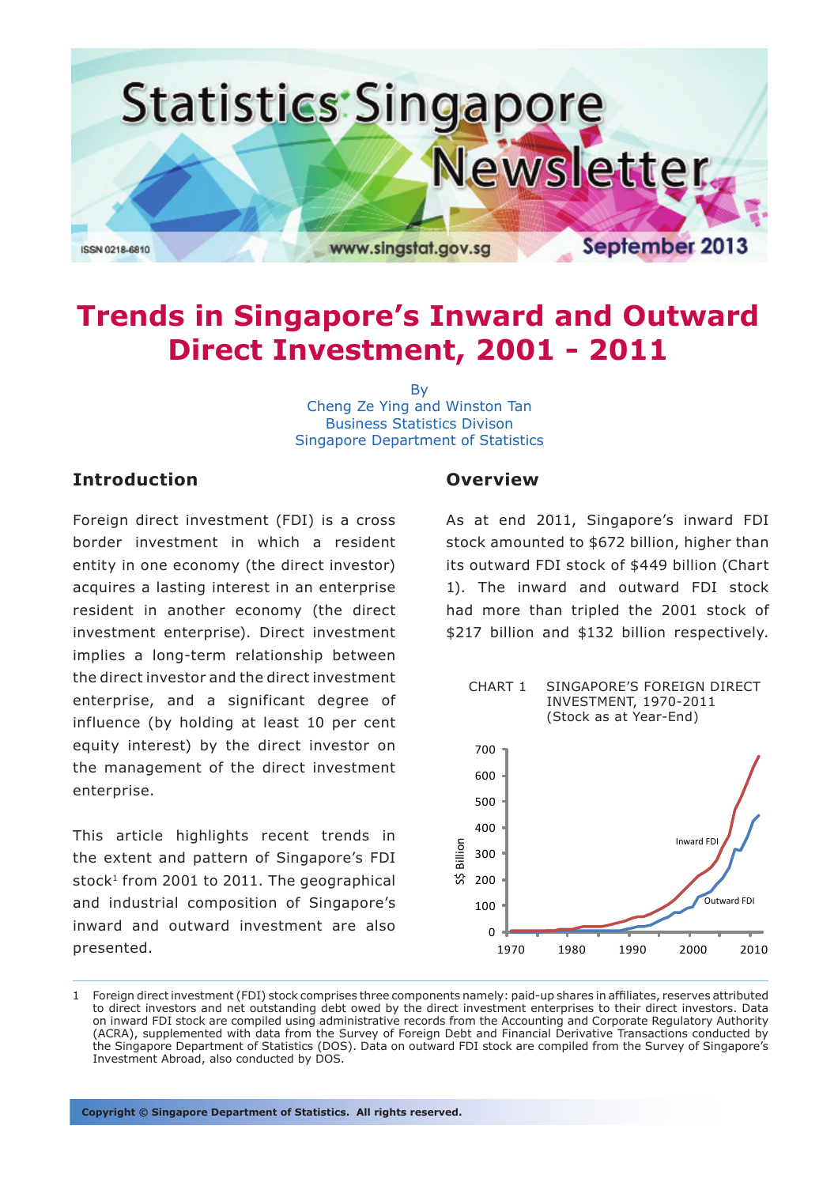# Statistics Singapore Newsletter

ISSN 0218-6810 www.singstat.gov.sg September 2013

# Trends in Singapore's Inward and Outward Direct Investment, 2001 - 2011

By
Cheng Ze Ying and Winston Tan
Business Statistics Divison
Singapore Department of Statistics

## Introduction

Foreign direct investment (FDI) is a cross border investment in which a resident entity in one economy (the direct investor) acquires a lasting interest in an enterprise resident in another economy (the direct investment enterprise). Direct investment implies a long-term relationship between the direct investor and the direct investment enterprise, and a significant degree of influence (by holding at least 10 per cent equity interest) by the direct investor on the management of the direct investment enterprise.

This article highlights recent trends in the extent and pattern of Singapore's FDI stock[1] from 2001 to 2011. The geographical and industrial composition of Singapore's inward and outward investment are also presented.

## Overview

As at end 2011, Singapore's inward FDI stock amounted to $672 billion, higher than its outward FDI stock of $449 billion (Chart 1). The inward and outward FDI stock had more than tripled the 2001 stock of $217 billion and $132 billion respectively.

CHART 1 SINGAPORE'S FOREIGN DIRECT INVESTMENT, 1970-2011 (Stock as at Year-End)

1 Foreign direct investment (FDI) stock comprises three components namely: paid-up shares in affiliates, reserves attributed to direct investors and net outstanding debt owed by the direct investment enterprises to their direct investors. Data on inward FDI stock are compiled using administrative records from the Accounting and Corporate Regulatory Authority (ACRA), supplemented with data from the Survey of Foreign Debt and Financial Derivative Transactions conducted by the Singapore Department of Statistics (DOS). Data on outward FDI stock are compiled from the Survey of Singapore's Investment Abroad, also conducted by DOS.

Copyright © Singapore Department of Statistics. All rights reserved.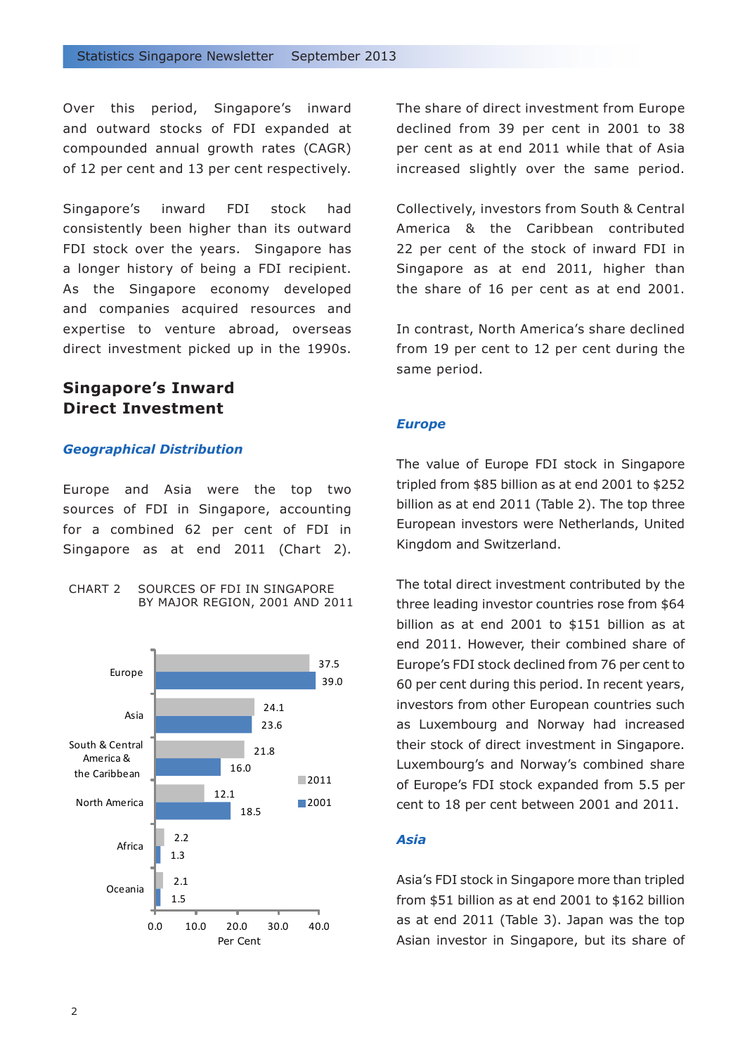Over this period, Singapore's inward and outward stocks of FDI expanded at compounded annual growth rates (CAGR) of 12 per cent and 13 per cent respectively.

Singapore's inward FDI stock had consistently been higher than its outward FDI stock over the years. Singapore has a longer history of being a FDI recipient. As the Singapore economy developed and companies acquired resources and expertise to venture abroad, overseas direct investment picked up in the 1990s.

## Singapore's Inward Direct Investment

### *Geographical Distribution*

Europe and Asia were the top two sources of FDI in Singapore, accounting for a combined 62 per cent of FDI in Singapore as at end 2011 (Chart 2).

CHART 2 SOURCES OF FDI IN SINGAPORE BY MAJOR REGION, 2001 AND 2011

| Region | 2011 | 2001 |
|---|---|---|
| Europe | 37.5 | 39.0 |
| Asia | 24.1 | 23.6 |
| South & Central America & the Caribbean | 21.8 | 16.0 |
| North America | 12.1 | 18.5 |
| Africa | 2.2 | 1.3 |
| Oceania | 2.1 | 1.5 |

Per Cent

The share of direct investment from Europe declined from 39 per cent in 2001 to 38 per cent as at end 2011 while that of Asia increased slightly over the same period.

Collectively, investors from South & Central America & the Caribbean contributed 22 per cent of the stock of inward FDI in Singapore as at end 2011, higher than the share of 16 per cent as at end 2001.

In contrast, North America's share declined from 19 per cent to 12 per cent during the same period.

### *Europe*

The value of Europe FDI stock in Singapore tripled from $85 billion as at end 2001 to $252 billion as at end 2011 (Table 2). The top three European investors were Netherlands, United Kingdom and Switzerland.

The total direct investment contributed by the three leading investor countries rose from $64 billion as at end 2001 to $151 billion as at end 2011. However, their combined share of Europe's FDI stock declined from 76 per cent to 60 per cent during this period. In recent years, investors from other European countries such as Luxembourg and Norway had increased their stock of direct investment in Singapore. Luxembourg's and Norway's combined share of Europe's FDI stock expanded from 5.5 per cent to 18 per cent between 2001 and 2011.

### *Asia*

Asia's FDI stock in Singapore more than tripled from $51 billion as at end 2001 to $162 billion as at end 2011 (Table 3). Japan was the top Asian investor in Singapore, but its share of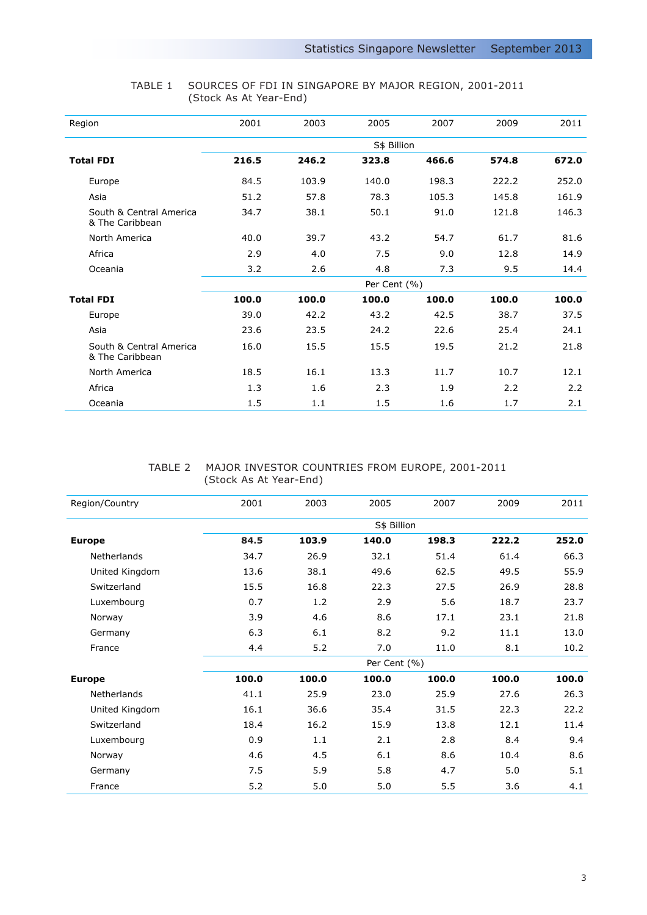TABLE 1 SOURCES OF FDI IN SINGAPORE BY MAJOR REGION, 2001-2011
(Stock As At Year-End)

| Region | 2001 | 2003 | 2005 | 2007 | 2009 | 2011 |
|---|---|---|---|---|---|---|
| | | | S$ Billion | | | |
| **Total FDI** | **216.5** | **246.2** | **323.8** | **466.6** | **574.8** | **672.0** |
| Europe | 84.5 | 103.9 | 140.0 | 198.3 | 222.2 | 252.0 |
| Asia | 51.2 | 57.8 | 78.3 | 105.3 | 145.8 | 161.9 |
| South & Central America & The Caribbean | 34.7 | 38.1 | 50.1 | 91.0 | 121.8 | 146.3 |
| North America | 40.0 | 39.7 | 43.2 | 54.7 | 61.7 | 81.6 |
| Africa | 2.9 | 4.0 | 7.5 | 9.0 | 12.8 | 14.9 |
| Oceania | 3.2 | 2.6 | 4.8 | 7.3 | 9.5 | 14.4 |
| | | | Per Cent (%) | | | |
| **Total FDI** | **100.0** | **100.0** | **100.0** | **100.0** | **100.0** | **100.0** |
| Europe | 39.0 | 42.2 | 43.2 | 42.5 | 38.7 | 37.5 |
| Asia | 23.6 | 23.5 | 24.2 | 22.6 | 25.4 | 24.1 |
| South & Central America & The Caribbean | 16.0 | 15.5 | 15.5 | 19.5 | 21.2 | 21.8 |
| North America | 18.5 | 16.1 | 13.3 | 11.7 | 10.7 | 12.1 |
| Africa | 1.3 | 1.6 | 2.3 | 1.9 | 2.2 | 2.2 |
| Oceania | 1.5 | 1.1 | 1.5 | 1.6 | 1.7 | 2.1 |

TABLE 2 MAJOR INVESTOR COUNTRIES FROM EUROPE, 2001-2011
(Stock As At Year-End)

| Region/Country | 2001 | 2003 | 2005 | 2007 | 2009 | 2011 |
|---|---|---|---|---|---|---|
| | | | S$ Billion | | | |
| **Europe** | **84.5** | **103.9** | **140.0** | **198.3** | **222.2** | **252.0** |
| Netherlands | 34.7 | 26.9 | 32.1 | 51.4 | 61.4 | 66.3 |
| United Kingdom | 13.6 | 38.1 | 49.6 | 62.5 | 49.5 | 55.9 |
| Switzerland | 15.5 | 16.8 | 22.3 | 27.5 | 26.9 | 28.8 |
| Luxembourg | 0.7 | 1.2 | 2.9 | 5.6 | 18.7 | 23.7 |
| Norway | 3.9 | 4.6 | 8.6 | 17.1 | 23.1 | 21.8 |
| Germany | 6.3 | 6.1 | 8.2 | 9.2 | 11.1 | 13.0 |
| France | 4.4 | 5.2 | 7.0 | 11.0 | 8.1 | 10.2 |
| | | | Per Cent (%) | | | |
| **Europe** | **100.0** | **100.0** | **100.0** | **100.0** | **100.0** | **100.0** |
| Netherlands | 41.1 | 25.9 | 23.0 | 25.9 | 27.6 | 26.3 |
| United Kingdom | 16.1 | 36.6 | 35.4 | 31.5 | 22.3 | 22.2 |
| Switzerland | 18.4 | 16.2 | 15.9 | 13.8 | 12.1 | 11.4 |
| Luxembourg | 0.9 | 1.1 | 2.1 | 2.8 | 8.4 | 9.4 |
| Norway | 4.6 | 4.5 | 6.1 | 8.6 | 10.4 | 8.6 |
| Germany | 7.5 | 5.9 | 5.8 | 4.7 | 5.0 | 5.1 |
| France | 5.2 | 5.0 | 5.0 | 5.5 | 3.6 | 4.1 |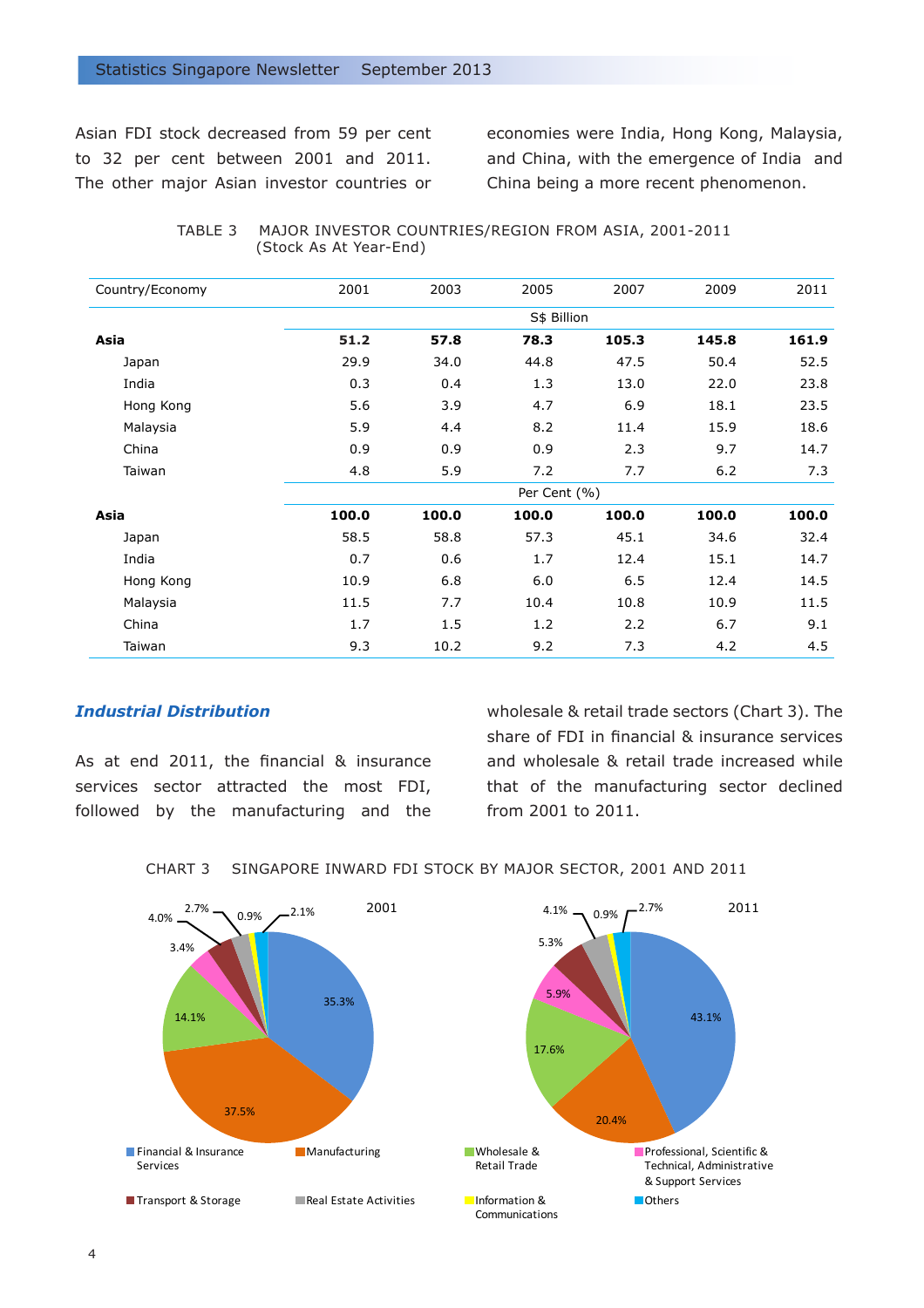Asian FDI stock decreased from 59 per cent to 32 per cent between 2001 and 2011. The other major Asian investor countries or economies were India, Hong Kong, Malaysia, and China, with the emergence of India and China being a more recent phenomenon.

TABLE 3 MAJOR INVESTOR COUNTRIES/REGION FROM ASIA, 2001-2011
(Stock As At Year-End)

| Country/Economy | 2001 | 2003 | 2005 | 2007 | 2009 | 2011 |
|---|---|---|---|---|---|---|
| | | | S$ Billion | | | |
| **Asia** | **51.2** | **57.8** | **78.3** | **105.3** | **145.8** | **161.9** |
| Japan | 29.9 | 34.0 | 44.8 | 47.5 | 50.4 | 52.5 |
| India | 0.3 | 0.4 | 1.3 | 13.0 | 22.0 | 23.8 |
| Hong Kong | 5.6 | 3.9 | 4.7 | 6.9 | 18.1 | 23.5 |
| Malaysia | 5.9 | 4.4 | 8.2 | 11.4 | 15.9 | 18.6 |
| China | 0.9 | 0.9 | 0.9 | 2.3 | 9.7 | 14.7 |
| Taiwan | 4.8 | 5.9 | 7.2 | 7.7 | 6.2 | 7.3 |
| | | | Per Cent (%) | | | |
| **Asia** | **100.0** | **100.0** | **100.0** | **100.0** | **100.0** | **100.0** |
| Japan | 58.5 | 58.8 | 57.3 | 45.1 | 34.6 | 32.4 |
| India | 0.7 | 0.6 | 1.7 | 12.4 | 15.1 | 14.7 |
| Hong Kong | 10.9 | 6.8 | 6.0 | 6.5 | 12.4 | 14.5 |
| Malaysia | 11.5 | 7.7 | 10.4 | 10.8 | 10.9 | 11.5 |
| China | 1.7 | 1.5 | 1.2 | 2.2 | 6.7 | 9.1 |
| Taiwan | 9.3 | 10.2 | 9.2 | 7.3 | 4.2 | 4.5 |

### *Industrial Distribution*

As at end 2011, the financial & insurance services sector attracted the most FDI, followed by the manufacturing and the wholesale & retail trade sectors (Chart 3). The share of FDI in financial & insurance services and wholesale & retail trade increased while that of the manufacturing sector declined from 2001 to 2011.

CHART 3 SINGAPORE INWARD FDI STOCK BY MAJOR SECTOR, 2001 AND 2011

| Sector | 2001 | 2011 |
|---|---|---|
| Financial & Insurance Services | 35.3% | 43.1% |
| Manufacturing | 37.5% | 20.4% |
| Wholesale & Retail Trade | 14.1% | 17.6% |
| Professional, Scientific & Technical, Administrative & Support Services | 3.4% | 5.9% |
| Transport & Storage | 4.0% | 5.3% |
| Real Estate Activities | 2.7% | 4.1% |
| Information & Communications | 0.9% | 0.9% |
| Others | 2.1% | 2.7% |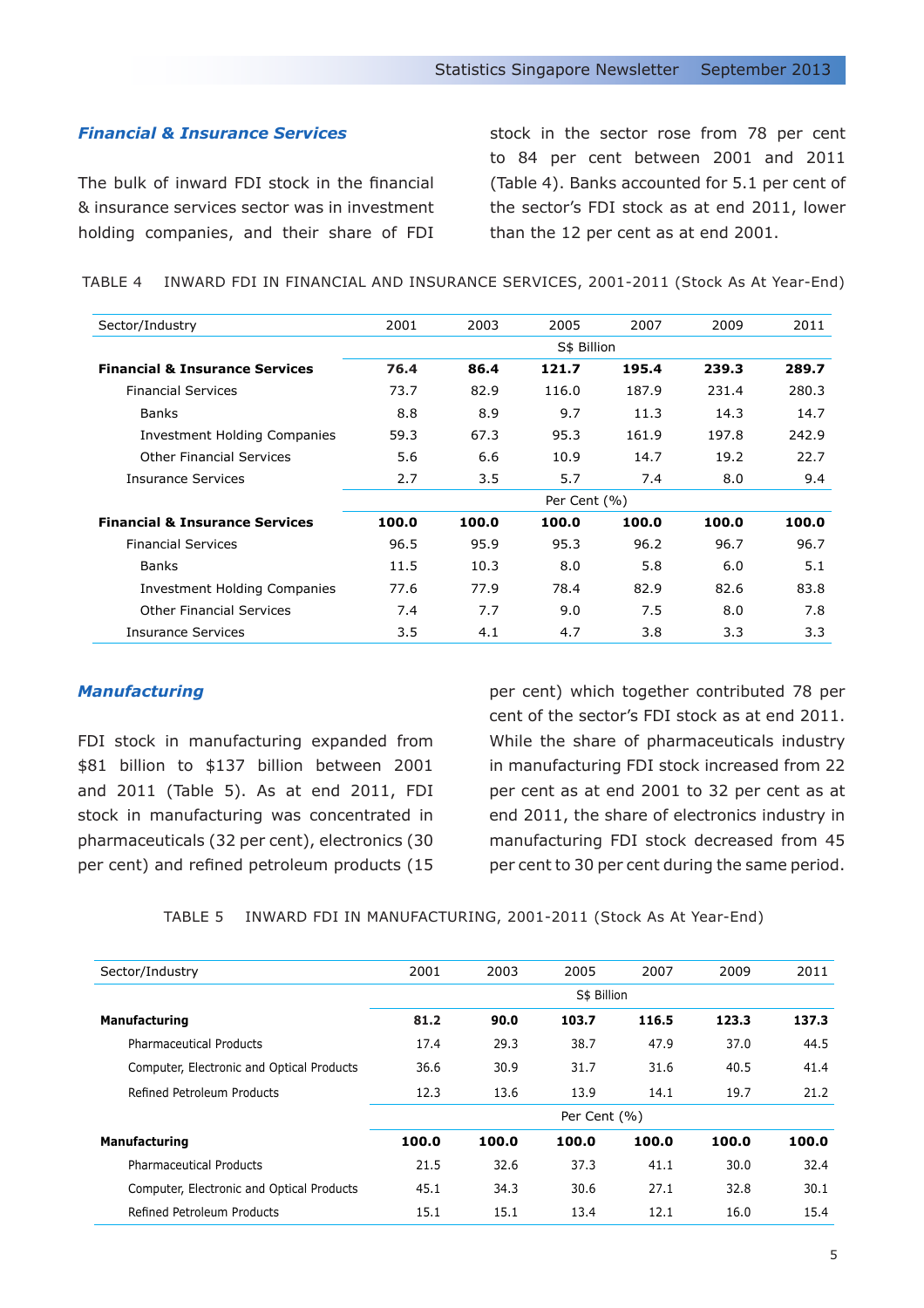### *Financial & Insurance Services*

The bulk of inward FDI stock in the financial & insurance services sector was in investment holding companies, and their share of FDI stock in the sector rose from 78 per cent to 84 per cent between 2001 and 2011 (Table 4). Banks accounted for 5.1 per cent of the sector's FDI stock as at end 2011, lower than the 12 per cent as at end 2001.

TABLE 4 INWARD FDI IN FINANCIAL AND INSURANCE SERVICES, 2001-2011 (Stock As At Year-End)

| Sector/Industry | 2001 | 2003 | 2005 | 2007 | 2009 | 2011 |
|---|---|---|---|---|---|---|
| | S$ Billion | | | | | |
| **Financial & Insurance Services** | **76.4** | **86.4** | **121.7** | **195.4** | **239.3** | **289.7** |
| Financial Services | 73.7 | 82.9 | 116.0 | 187.9 | 231.4 | 280.3 |
| Banks | 8.8 | 8.9 | 9.7 | 11.3 | 14.3 | 14.7 |
| Investment Holding Companies | 59.3 | 67.3 | 95.3 | 161.9 | 197.8 | 242.9 |
| Other Financial Services | 5.6 | 6.6 | 10.9 | 14.7 | 19.2 | 22.7 |
| Insurance Services | 2.7 | 3.5 | 5.7 | 7.4 | 8.0 | 9.4 |
| | Per Cent (%) | | | | | |
| **Financial & Insurance Services** | **100.0** | **100.0** | **100.0** | **100.0** | **100.0** | **100.0** |
| Financial Services | 96.5 | 95.9 | 95.3 | 96.2 | 96.7 | 96.7 |
| Banks | 11.5 | 10.3 | 8.0 | 5.8 | 6.0 | 5.1 |
| Investment Holding Companies | 77.6 | 77.9 | 78.4 | 82.9 | 82.6 | 83.8 |
| Other Financial Services | 7.4 | 7.7 | 9.0 | 7.5 | 8.0 | 7.8 |
| Insurance Services | 3.5 | 4.1 | 4.7 | 3.8 | 3.3 | 3.3 |

### *Manufacturing*

FDI stock in manufacturing expanded from $81 billion to $137 billion between 2001 and 2011 (Table 5). As at end 2011, FDI stock in manufacturing was concentrated in pharmaceuticals (32 per cent), electronics (30 per cent) and refined petroleum products (15 per cent) which together contributed 78 per cent of the sector's FDI stock as at end 2011. While the share of pharmaceuticals industry in manufacturing FDI stock increased from 22 per cent as at end 2001 to 32 per cent as at end 2011, the share of electronics industry in manufacturing FDI stock decreased from 45 per cent to 30 per cent during the same period.

TABLE 5 INWARD FDI IN MANUFACTURING, 2001-2011 (Stock As At Year-End)

| Sector/Industry | 2001 | 2003 | 2005 | 2007 | 2009 | 2011 |
|---|---|---|---|---|---|---|
| | S$ Billion | | | | | |
| **Manufacturing** | **81.2** | **90.0** | **103.7** | **116.5** | **123.3** | **137.3** |
| Pharmaceutical Products | 17.4 | 29.3 | 38.7 | 47.9 | 37.0 | 44.5 |
| Computer, Electronic and Optical Products | 36.6 | 30.9 | 31.7 | 31.6 | 40.5 | 41.4 |
| Refined Petroleum Products | 12.3 | 13.6 | 13.9 | 14.1 | 19.7 | 21.2 |
| | Per Cent (%) | | | | | |
| **Manufacturing** | **100.0** | **100.0** | **100.0** | **100.0** | **100.0** | **100.0** |
| Pharmaceutical Products | 21.5 | 32.6 | 37.3 | 41.1 | 30.0 | 32.4 |
| Computer, Electronic and Optical Products | 45.1 | 34.3 | 30.6 | 27.1 | 32.8 | 30.1 |
| Refined Petroleum Products | 15.1 | 15.1 | 13.4 | 12.1 | 16.0 | 15.4 |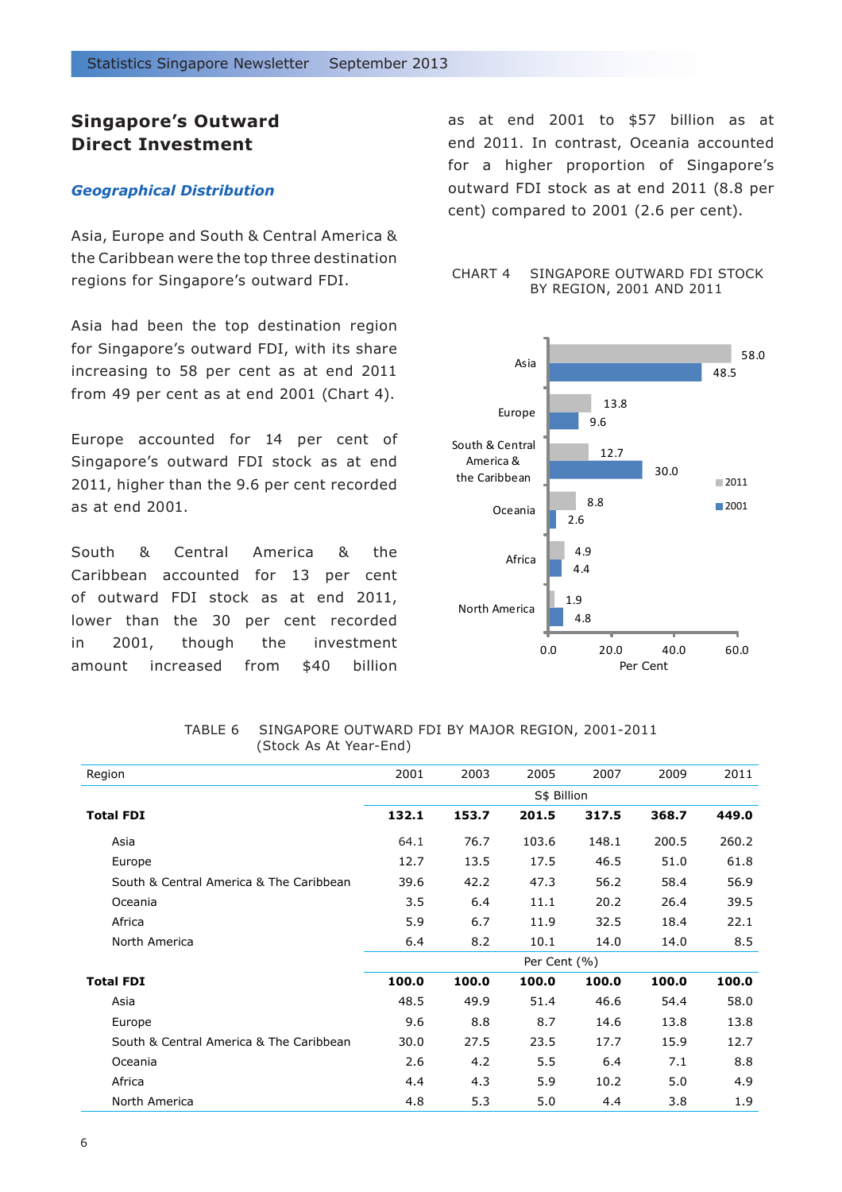## Singapore's Outward Direct Investment

### *Geographical Distribution*

Asia, Europe and South & Central America & the Caribbean were the top three destination regions for Singapore's outward FDI.

Asia had been the top destination region for Singapore's outward FDI, with its share increasing to 58 per cent as at end 2011 from 49 per cent as at end 2001 (Chart 4).

Europe accounted for 14 per cent of Singapore's outward FDI stock as at end 2011, higher than the 9.6 per cent recorded as at end 2001.

South & Central America & the Caribbean accounted for 13 per cent of outward FDI stock as at end 2011, lower than the 30 per cent recorded in 2001, though the investment amount increased from $40 billion as at end 2001 to $57 billion as at end 2011. In contrast, Oceania accounted for a higher proportion of Singapore's outward FDI stock as at end 2011 (8.8 per cent) compared to 2001 (2.6 per cent).

CHART 4 SINGAPORE OUTWARD FDI STOCK BY REGION, 2001 AND 2011

| Region | 2011 | 2001 |
|---|---|---|
| Asia | 58.0 | 48.5 |
| Europe | 13.8 | 9.6 |
| South & Central America & the Caribbean | 12.7 | 30.0 |
| Oceania | 8.8 | 2.6 |
| Africa | 4.9 | 4.4 |
| North America | 1.9 | 4.8 |

Per Cent

TABLE 6 SINGAPORE OUTWARD FDI BY MAJOR REGION, 2001-2011
(Stock As At Year-End)

| Region | 2001 | 2003 | 2005 | 2007 | 2009 | 2011 |
|---|---|---|---|---|---|---|
| | S$ Billion | | | | | |
| **Total FDI** | **132.1** | **153.7** | **201.5** | **317.5** | **368.7** | **449.0** |
| Asia | 64.1 | 76.7 | 103.6 | 148.1 | 200.5 | 260.2 |
| Europe | 12.7 | 13.5 | 17.5 | 46.5 | 51.0 | 61.8 |
| South & Central America & The Caribbean | 39.6 | 42.2 | 47.3 | 56.2 | 58.4 | 56.9 |
| Oceania | 3.5 | 6.4 | 11.1 | 20.2 | 26.4 | 39.5 |
| Africa | 5.9 | 6.7 | 11.9 | 32.5 | 18.4 | 22.1 |
| North America | 6.4 | 8.2 | 10.1 | 14.0 | 14.0 | 8.5 |
| | Per Cent (%) | | | | | |
| **Total FDI** | **100.0** | **100.0** | **100.0** | **100.0** | **100.0** | **100.0** |
| Asia | 48.5 | 49.9 | 51.4 | 46.6 | 54.4 | 58.0 |
| Europe | 9.6 | 8.8 | 8.7 | 14.6 | 13.8 | 13.8 |
| South & Central America & The Caribbean | 30.0 | 27.5 | 23.5 | 17.7 | 15.9 | 12.7 |
| Oceania | 2.6 | 4.2 | 5.5 | 6.4 | 7.1 | 8.8 |
| Africa | 4.4 | 4.3 | 5.9 | 10.2 | 5.0 | 4.9 |
| North America | 4.8 | 5.3 | 5.0 | 4.4 | 3.8 | 1.9 |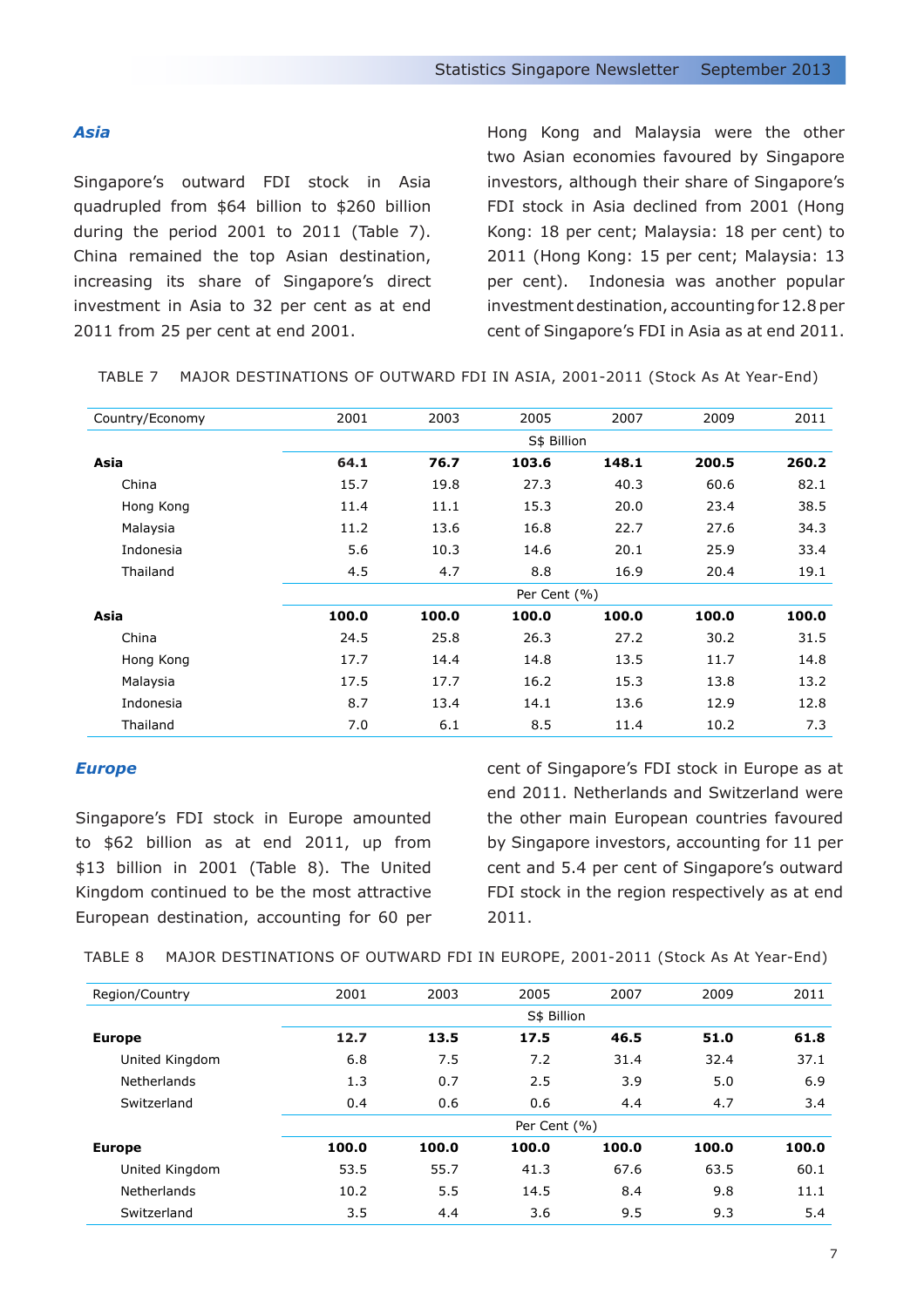## *Asia*

Singapore's outward FDI stock in Asia quadrupled from $64 billion to $260 billion during the period 2001 to 2011 (Table 7). China remained the top Asian destination, increasing its share of Singapore's direct investment in Asia to 32 per cent as at end 2011 from 25 per cent at end 2001.

Hong Kong and Malaysia were the other two Asian economies favoured by Singapore investors, although their share of Singapore's FDI stock in Asia declined from 2001 (Hong Kong: 18 per cent; Malaysia: 18 per cent) to 2011 (Hong Kong: 15 per cent; Malaysia: 13 per cent). Indonesia was another popular investment destination, accounting for 12.8 per cent of Singapore's FDI in Asia as at end 2011.

TABLE 7 MAJOR DESTINATIONS OF OUTWARD FDI IN ASIA, 2001-2011 (Stock As At Year-End)

| Country/Economy | 2001 | 2003 | 2005 | 2007 | 2009 | 2011 |
|---|---|---|---|---|---|---|
| | | | S$ Billion | | | |
| **Asia** | **64.1** | **76.7** | **103.6** | **148.1** | **200.5** | **260.2** |
| China | 15.7 | 19.8 | 27.3 | 40.3 | 60.6 | 82.1 |
| Hong Kong | 11.4 | 11.1 | 15.3 | 20.0 | 23.4 | 38.5 |
| Malaysia | 11.2 | 13.6 | 16.8 | 22.7 | 27.6 | 34.3 |
| Indonesia | 5.6 | 10.3 | 14.6 | 20.1 | 25.9 | 33.4 |
| Thailand | 4.5 | 4.7 | 8.8 | 16.9 | 20.4 | 19.1 |
| | | | Per Cent (%) | | | |
| **Asia** | **100.0** | **100.0** | **100.0** | **100.0** | **100.0** | **100.0** |
| China | 24.5 | 25.8 | 26.3 | 27.2 | 30.2 | 31.5 |
| Hong Kong | 17.7 | 14.4 | 14.8 | 13.5 | 11.7 | 14.8 |
| Malaysia | 17.5 | 17.7 | 16.2 | 15.3 | 13.8 | 13.2 |
| Indonesia | 8.7 | 13.4 | 14.1 | 13.6 | 12.9 | 12.8 |
| Thailand | 7.0 | 6.1 | 8.5 | 11.4 | 10.2 | 7.3 |

## *Europe*

Singapore's FDI stock in Europe amounted to $62 billion as at end 2011, up from $13 billion in 2001 (Table 8). The United Kingdom continued to be the most attractive European destination, accounting for 60 per cent of Singapore's FDI stock in Europe as at end 2011. Netherlands and Switzerland were the other main European countries favoured by Singapore investors, accounting for 11 per cent and 5.4 per cent of Singapore's outward FDI stock in the region respectively as at end 2011.

TABLE 8 MAJOR DESTINATIONS OF OUTWARD FDI IN EUROPE, 2001-2011 (Stock As At Year-End)

| Region/Country | 2001 | 2003 | 2005 | 2007 | 2009 | 2011 |
|---|---|---|---|---|---|---|
| | | | S$ Billion | | | |
| **Europe** | **12.7** | **13.5** | **17.5** | **46.5** | **51.0** | **61.8** |
| United Kingdom | 6.8 | 7.5 | 7.2 | 31.4 | 32.4 | 37.1 |
| Netherlands | 1.3 | 0.7 | 2.5 | 3.9 | 5.0 | 6.9 |
| Switzerland | 0.4 | 0.6 | 0.6 | 4.4 | 4.7 | 3.4 |
| | | | Per Cent (%) | | | |
| **Europe** | **100.0** | **100.0** | **100.0** | **100.0** | **100.0** | **100.0** |
| United Kingdom | 53.5 | 55.7 | 41.3 | 67.6 | 63.5 | 60.1 |
| Netherlands | 10.2 | 5.5 | 14.5 | 8.4 | 9.8 | 11.1 |
| Switzerland | 3.5 | 4.4 | 3.6 | 9.5 | 9.3 | 5.4 |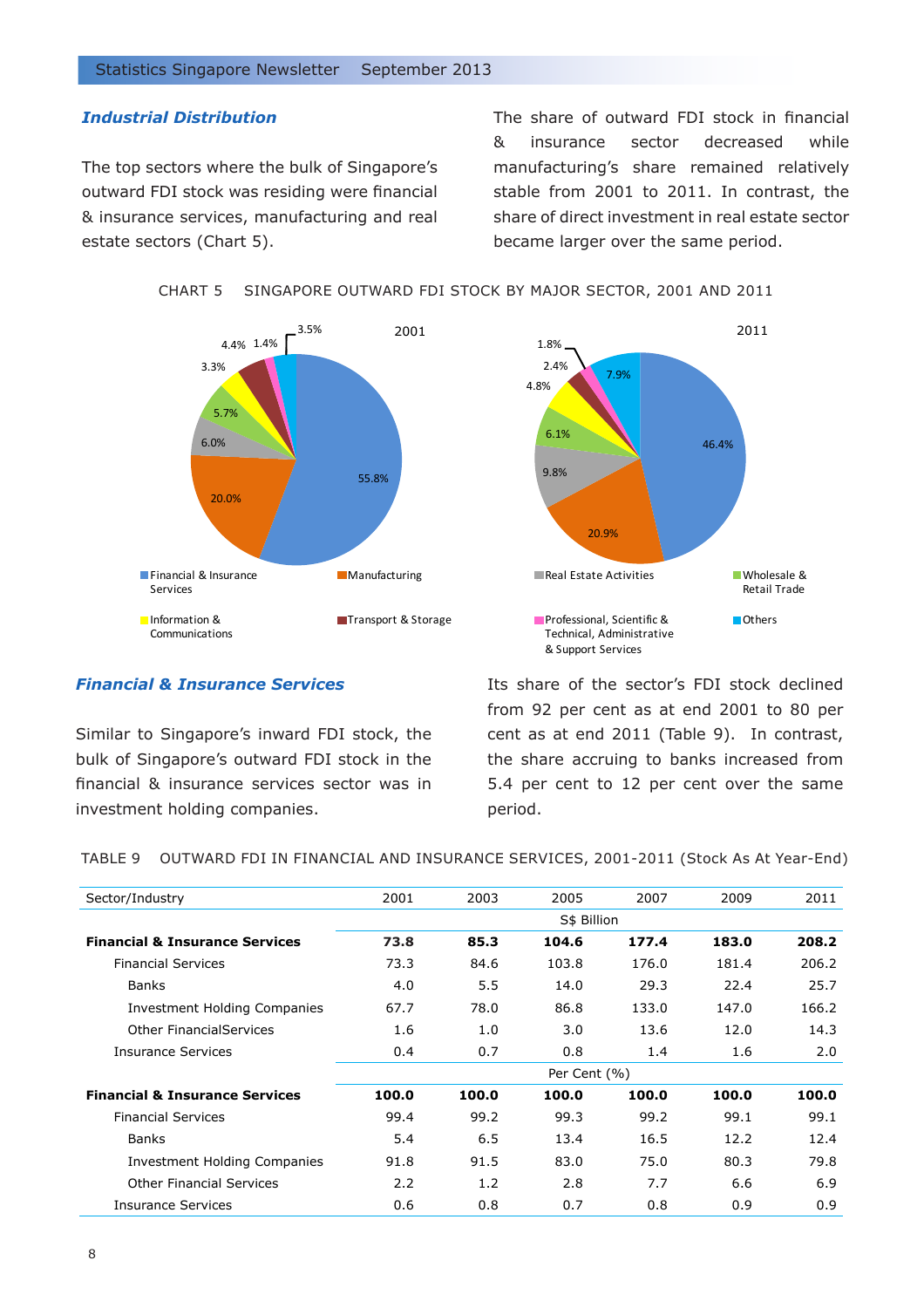### *Industrial Distribution*

The top sectors where the bulk of Singapore's outward FDI stock was residing were financial & insurance services, manufacturing and real estate sectors (Chart 5).

The share of outward FDI stock in financial & insurance sector decreased while manufacturing's share remained relatively stable from 2001 to 2011. In contrast, the share of direct investment in real estate sector became larger over the same period.

CHART 5 SINGAPORE OUTWARD FDI STOCK BY MAJOR SECTOR, 2001 AND 2011

| Sector | 2001 | 2011 |
|---|---|---|
| Financial & Insurance Services | 55.8% | 46.4% |
| Manufacturing | 20.0% | 20.9% |
| Real Estate Activities | 6.0% | 9.8% |
| Wholesale & Retail Trade | 5.7% | 6.1% |
| Information & Communications | 3.3% | 4.8% |
| Transport & Storage | 4.4% | 2.4% |
| Professional, Scientific & Technical, Administrative & Support Services | 1.4% | 1.8% |
| Others | 3.5% | 7.9% |

### *Financial & Insurance Services*

Similar to Singapore's inward FDI stock, the bulk of Singapore's outward FDI stock in the financial & insurance services sector was in investment holding companies.

Its share of the sector's FDI stock declined from 92 per cent as at end 2001 to 80 per cent as at end 2011 (Table 9). In contrast, the share accruing to banks increased from 5.4 per cent to 12 per cent over the same period.

TABLE 9 OUTWARD FDI IN FINANCIAL AND INSURANCE SERVICES, 2001-2011 (Stock As At Year-End)

| Sector/Industry | 2001 | 2003 | 2005 | 2007 | 2009 | 2011 |
|---|---|---|---|---|---|---|
| | S$ Billion | | | | | |
| **Financial & Insurance Services** | **73.8** | **85.3** | **104.6** | **177.4** | **183.0** | **208.2** |
| Financial Services | 73.3 | 84.6 | 103.8 | 176.0 | 181.4 | 206.2 |
| Banks | 4.0 | 5.5 | 14.0 | 29.3 | 22.4 | 25.7 |
| Investment Holding Companies | 67.7 | 78.0 | 86.8 | 133.0 | 147.0 | 166.2 |
| Other FinancialServices | 1.6 | 1.0 | 3.0 | 13.6 | 12.0 | 14.3 |
| Insurance Services | 0.4 | 0.7 | 0.8 | 1.4 | 1.6 | 2.0 |
| | Per Cent (%) | | | | | |
| **Financial & Insurance Services** | **100.0** | **100.0** | **100.0** | **100.0** | **100.0** | **100.0** |
| Financial Services | 99.4 | 99.2 | 99.3 | 99.2 | 99.1 | 99.1 |
| Banks | 5.4 | 6.5 | 13.4 | 16.5 | 12.2 | 12.4 |
| Investment Holding Companies | 91.8 | 91.5 | 83.0 | 75.0 | 80.3 | 79.8 |
| Other Financial Services | 2.2 | 1.2 | 2.8 | 7.7 | 6.6 | 6.9 |
| Insurance Services | 0.6 | 0.8 | 0.7 | 0.8 | 0.9 | 0.9 |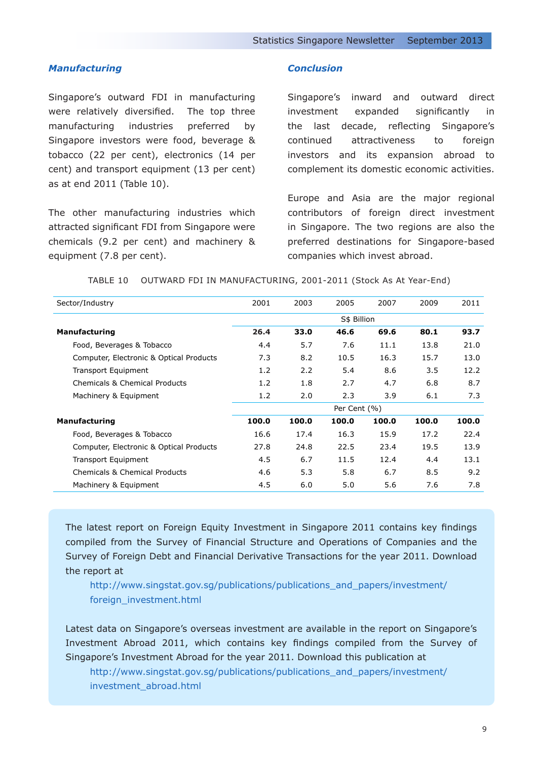### *Manufacturing*

Singapore's outward FDI in manufacturing were relatively diversified. The top three manufacturing industries preferred by Singapore investors were food, beverage & tobacco (22 per cent), electronics (14 per cent) and transport equipment (13 per cent) as at end 2011 (Table 10).

The other manufacturing industries which attracted significant FDI from Singapore were chemicals (9.2 per cent) and machinery & equipment (7.8 per cent).

### *Conclusion*

Singapore's inward and outward direct investment expanded significantly in the last decade, reflecting Singapore's continued attractiveness to foreign investors and its expansion abroad to complement its domestic economic activities.

Europe and Asia are the major regional contributors of foreign direct investment in Singapore. The two regions are also the preferred destinations for Singapore-based companies which invest abroad.

TABLE 10 OUTWARD FDI IN MANUFACTURING, 2001-2011 (Stock As At Year-End)

| Sector/Industry | 2001 | 2003 | 2005 | 2007 | 2009 | 2011 |
|---|---|---|---|---|---|---|
| | S$ Billion | | | | | |
| **Manufacturing** | **26.4** | **33.0** | **46.6** | **69.6** | **80.1** | **93.7** |
| Food, Beverages & Tobacco | 4.4 | 5.7 | 7.6 | 11.1 | 13.8 | 21.0 |
| Computer, Electronic & Optical Products | 7.3 | 8.2 | 10.5 | 16.3 | 15.7 | 13.0 |
| Transport Equipment | 1.2 | 2.2 | 5.4 | 8.6 | 3.5 | 12.2 |
| Chemicals & Chemical Products | 1.2 | 1.8 | 2.7 | 4.7 | 6.8 | 8.7 |
| Machinery & Equipment | 1.2 | 2.0 | 2.3 | 3.9 | 6.1 | 7.3 |
| | Per Cent (%) | | | | | |
| **Manufacturing** | **100.0** | **100.0** | **100.0** | **100.0** | **100.0** | **100.0** |
| Food, Beverages & Tobacco | 16.6 | 17.4 | 16.3 | 15.9 | 17.2 | 22.4 |
| Computer, Electronic & Optical Products | 27.8 | 24.8 | 22.5 | 23.4 | 19.5 | 13.9 |
| Transport Equipment | 4.5 | 6.7 | 11.5 | 12.4 | 4.4 | 13.1 |
| Chemicals & Chemical Products | 4.6 | 5.3 | 5.8 | 6.7 | 8.5 | 9.2 |
| Machinery & Equipment | 4.5 | 6.0 | 5.0 | 5.6 | 7.6 | 7.8 |

The latest report on Foreign Equity Investment in Singapore 2011 contains key findings compiled from the Survey of Financial Structure and Operations of Companies and the Survey of Foreign Debt and Financial Derivative Transactions for the year 2011. Download the report at

http://www.singstat.gov.sg/publications/publications_and_papers/investment/foreign_investment.html

Latest data on Singapore's overseas investment are available in the report on Singapore's Investment Abroad 2011, which contains key findings compiled from the Survey of Singapore's Investment Abroad for the year 2011. Download this publication at

http://www.singstat.gov.sg/publications/publications_and_papers/investment/investment_abroad.html